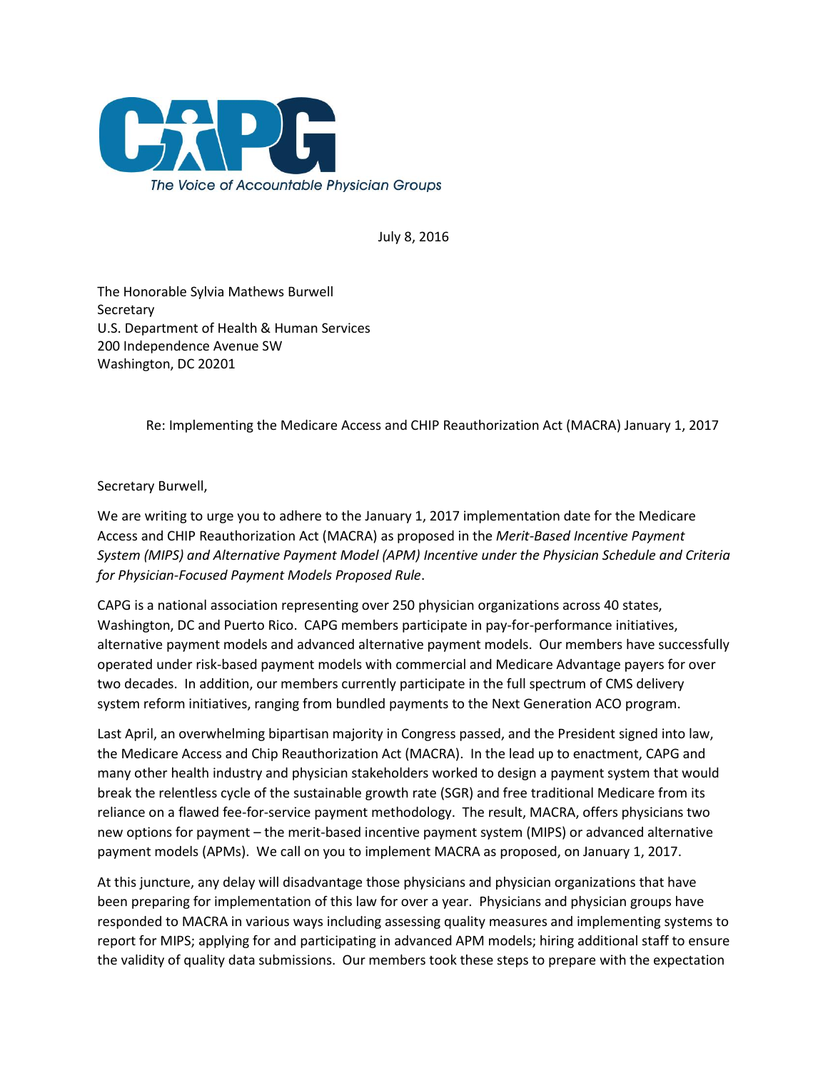CAPG

*The Voice of Accountable Physician Groups*

July 8, 2016

The Honorable Sylvia Mathews Burwell
Secretary
U.S. Department of Health & Human Services
200 Independence Avenue SW
Washington, DC 20201

Re: Implementing the Medicare Access and CHIP Reauthorization Act (MACRA) January 1, 2017

Secretary Burwell,

We are writing to urge you to adhere to the January 1, 2017 implementation date for the Medicare Access and CHIP Reauthorization Act (MACRA) as proposed in the *Merit-Based Incentive Payment System (MIPS) and Alternative Payment Model (APM) Incentive under the Physician Schedule and Criteria for Physician-Focused Payment Models Proposed Rule*.

CAPG is a national association representing over 250 physician organizations across 40 states, Washington, DC and Puerto Rico. CAPG members participate in pay-for-performance initiatives, alternative payment models and advanced alternative payment models. Our members have successfully operated under risk-based payment models with commercial and Medicare Advantage payers for over two decades. In addition, our members currently participate in the full spectrum of CMS delivery system reform initiatives, ranging from bundled payments to the Next Generation ACO program.

Last April, an overwhelming bipartisan majority in Congress passed, and the President signed into law, the Medicare Access and Chip Reauthorization Act (MACRA). In the lead up to enactment, CAPG and many other health industry and physician stakeholders worked to design a payment system that would break the relentless cycle of the sustainable growth rate (SGR) and free traditional Medicare from its reliance on a flawed fee-for-service payment methodology. The result, MACRA, offers physicians two new options for payment – the merit-based incentive payment system (MIPS) or advanced alternative payment models (APMs). We call on you to implement MACRA as proposed, on January 1, 2017.

At this juncture, any delay will disadvantage those physicians and physician organizations that have been preparing for implementation of this law for over a year. Physicians and physician groups have responded to MACRA in various ways including assessing quality measures and implementing systems to report for MIPS; applying for and participating in advanced APM models; hiring additional staff to ensure the validity of quality data submissions. Our members took these steps to prepare with the expectation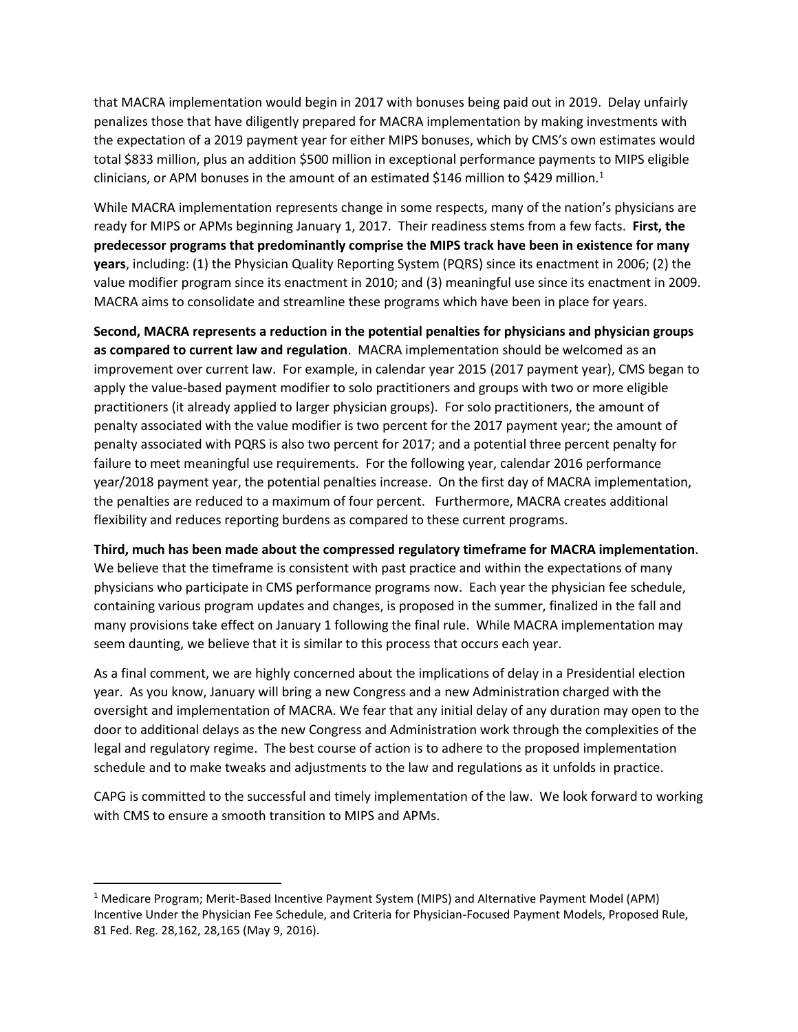that MACRA implementation would begin in 2017 with bonuses being paid out in 2019. Delay unfairly penalizes those that have diligently prepared for MACRA implementation by making investments with the expectation of a 2019 payment year for either MIPS bonuses, which by CMS's own estimates would total $833 million, plus an addition $500 million in exceptional performance payments to MIPS eligible clinicians, or APM bonuses in the amount of an estimated $146 million to $429 million.[1]

While MACRA implementation represents change in some respects, many of the nation's physicians are ready for MIPS or APMs beginning January 1, 2017. Their readiness stems from a few facts. **First, the predecessor programs that predominantly comprise the MIPS track have been in existence for many years**, including: (1) the Physician Quality Reporting System (PQRS) since its enactment in 2006; (2) the value modifier program since its enactment in 2010; and (3) meaningful use since its enactment in 2009. MACRA aims to consolidate and streamline these programs which have been in place for years.

**Second, MACRA represents a reduction in the potential penalties for physicians and physician groups as compared to current law and regulation**. MACRA implementation should be welcomed as an improvement over current law. For example, in calendar year 2015 (2017 payment year), CMS began to apply the value-based payment modifier to solo practitioners and groups with two or more eligible practitioners (it already applied to larger physician groups). For solo practitioners, the amount of penalty associated with the value modifier is two percent for the 2017 payment year; the amount of penalty associated with PQRS is also two percent for 2017; and a potential three percent penalty for failure to meet meaningful use requirements. For the following year, calendar 2016 performance year/2018 payment year, the potential penalties increase. On the first day of MACRA implementation, the penalties are reduced to a maximum of four percent. Furthermore, MACRA creates additional flexibility and reduces reporting burdens as compared to these current programs.

**Third, much has been made about the compressed regulatory timeframe for MACRA implementation**. We believe that the timeframe is consistent with past practice and within the expectations of many physicians who participate in CMS performance programs now. Each year the physician fee schedule, containing various program updates and changes, is proposed in the summer, finalized in the fall and many provisions take effect on January 1 following the final rule. While MACRA implementation may seem daunting, we believe that it is similar to this process that occurs each year.

As a final comment, we are highly concerned about the implications of delay in a Presidential election year. As you know, January will bring a new Congress and a new Administration charged with the oversight and implementation of MACRA. We fear that any initial delay of any duration may open to the door to additional delays as the new Congress and Administration work through the complexities of the legal and regulatory regime. The best course of action is to adhere to the proposed implementation schedule and to make tweaks and adjustments to the law and regulations as it unfolds in practice.

CAPG is committed to the successful and timely implementation of the law. We look forward to working with CMS to ensure a smooth transition to MIPS and APMs.

---

[1] Medicare Program; Merit-Based Incentive Payment System (MIPS) and Alternative Payment Model (APM) Incentive Under the Physician Fee Schedule, and Criteria for Physician-Focused Payment Models, Proposed Rule, 81 Fed. Reg. 28,162, 28,165 (May 9, 2016).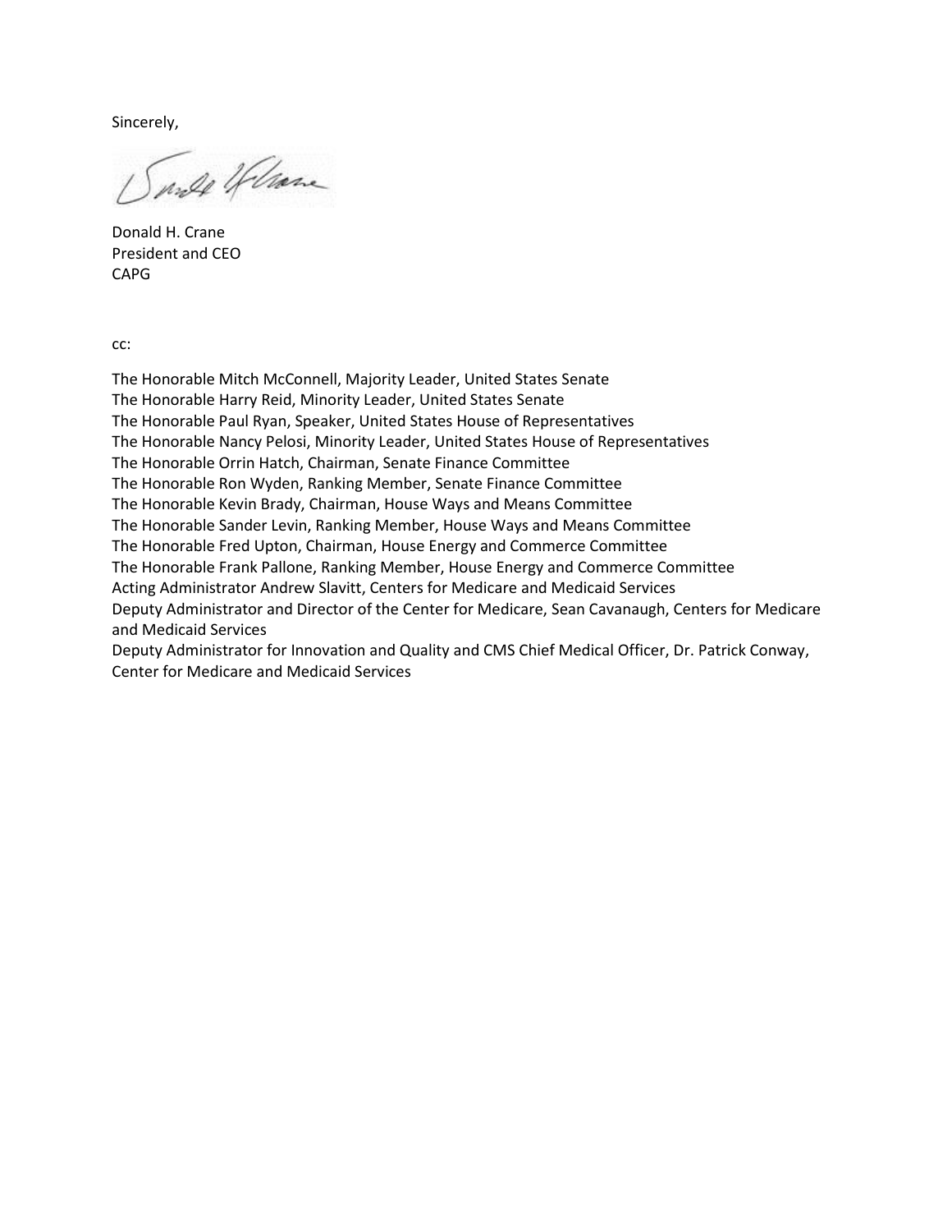Sincerely,

Donald H. Crane
President and CEO
CAPG

cc:

The Honorable Mitch McConnell, Majority Leader, United States Senate
The Honorable Harry Reid, Minority Leader, United States Senate
The Honorable Paul Ryan, Speaker, United States House of Representatives
The Honorable Nancy Pelosi, Minority Leader, United States House of Representatives
The Honorable Orrin Hatch, Chairman, Senate Finance Committee
The Honorable Ron Wyden, Ranking Member, Senate Finance Committee
The Honorable Kevin Brady, Chairman, House Ways and Means Committee
The Honorable Sander Levin, Ranking Member, House Ways and Means Committee
The Honorable Fred Upton, Chairman, House Energy and Commerce Committee
The Honorable Frank Pallone, Ranking Member, House Energy and Commerce Committee
Acting Administrator Andrew Slavitt, Centers for Medicare and Medicaid Services
Deputy Administrator and Director of the Center for Medicare, Sean Cavanaugh, Centers for Medicare and Medicaid Services
Deputy Administrator for Innovation and Quality and CMS Chief Medical Officer, Dr. Patrick Conway, Center for Medicare and Medicaid Services